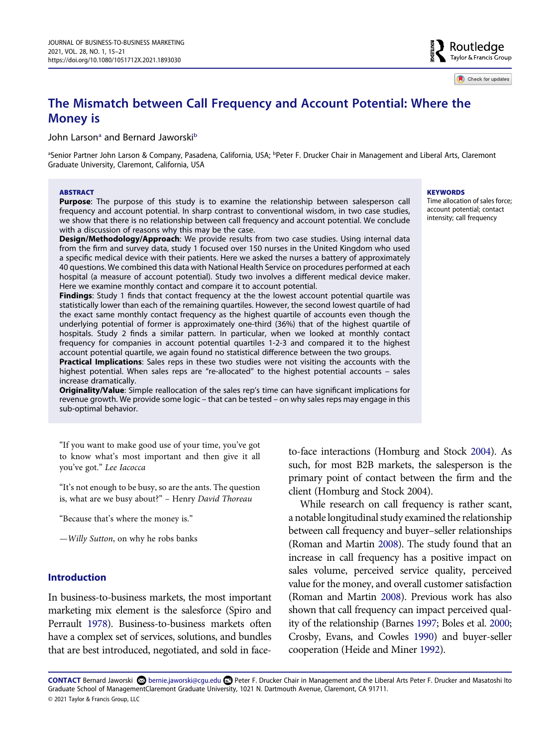# The Mismatch between Call Frequency and Account Potential: Where the Money is

John Larson[a] and Bernard Jaworski[b]

[a]Senior Partner John Larson & Company, Pasadena, California, USA; [b]Peter F. Drucker Chair in Management and Liberal Arts, Claremont Graduate University, Claremont, California, USA

### ABSTRACT

**Purpose**: The purpose of this study is to examine the relationship between salesperson call frequency and account potential. In sharp contrast to conventional wisdom, in two case studies, we show that there is no relationship between call frequency and account potential. We conclude with a discussion of reasons why this may be the case.

**Design/Methodology/Approach**: We provide results from two case studies. Using internal data from the firm and survey data, study 1 focused over 150 nurses in the United Kingdom who used a specific medical device with their patients. Here we asked the nurses a battery of approximately 40 questions. We combined this data with National Health Service on procedures performed at each hospital (a measure of account potential). Study two involves a different medical device maker. Here we examine monthly contact and compare it to account potential.

**Findings**: Study 1 finds that contact frequency at the the lowest account potential quartile was statistically lower than each of the remaining quartiles. However, the second lowest quartile of had the exact same monthly contact frequency as the highest quartile of accounts even though the underlying potential of former is approximately one-third (36%) that of the highest quartile of hospitals. Study 2 finds a similar pattern. In particular, when we looked at monthly contact frequency for companies in account potential quartiles 1-2-3 and compared it to the highest account potential quartile, we again found no statistical difference between the two groups.

**Practical Implications**: Sales reps in these two studies were not visiting the accounts with the highest potential. When sales reps are "re-allocated" to the highest potential accounts – sales increase dramatically.

**Originality/Value**: Simple reallocation of the sales rep's time can have significant implications for revenue growth. We provide some logic – that can be tested – on why sales reps may engage in this sub-optimal behavior.

### KEYWORDS

Time allocation of sales force; account potential; contact intensity; call frequency

"If you want to make good use of your time, you've got to know what's most important and then give it all you've got." *Lee Iacocca*

"It's not enough to be busy, so are the ants. The question is, what are we busy about?" – Henry *David Thoreau*

"Because that's where the money is."

—*Willy Sutton*, on why he robs banks

## Introduction

In business-to-business markets, the most important marketing mix element is the salesforce (Spiro and Perrault 1978). Business-to-business markets often have a complex set of services, solutions, and bundles that are best introduced, negotiated, and sold in face-to-face interactions (Homburg and Stock 2004). As such, for most B2B markets, the salesperson is the primary point of contact between the firm and the client (Homburg and Stock 2004).

While research on call frequency is rather scant, a notable longitudinal study examined the relationship between call frequency and buyer–seller relationships (Roman and Martin 2008). The study found that an increase in call frequency has a positive impact on sales volume, perceived service quality, perceived value for the money, and overall customer satisfaction (Roman and Martin 2008). Previous work has also shown that call frequency can impact perceived quality of the relationship (Barnes 1997; Boles et al. 2000; Crosby, Evans, and Cowles 1990) and buyer-seller cooperation (Heide and Miner 1992).

**CONTACT** Bernard Jaworski bernie.jaworski@cgu.edu Peter F. Drucker Chair in Management and the Liberal Arts Peter F. Drucker and Masatoshi Ito Graduate School of ManagementClaremont Graduate University, 1021 N. Dartmouth Avenue, Claremont, CA 91711.

© 2021 Taylor & Francis Group, LLC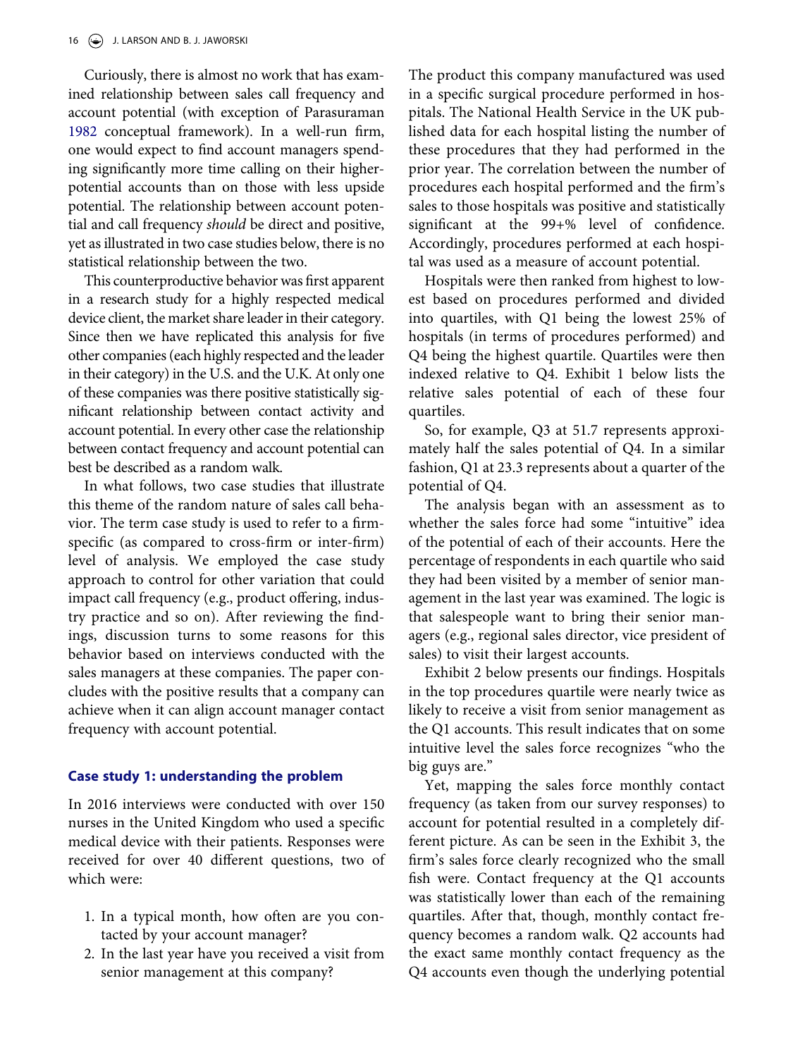Curiously, there is almost no work that has examined relationship between sales call frequency and account potential (with exception of Parasuraman 1982 conceptual framework). In a well-run firm, one would expect to find account managers spending significantly more time calling on their higher-potential accounts than on those with less upside potential. The relationship between account potential and call frequency *should* be direct and positive, yet as illustrated in two case studies below, there is no statistical relationship between the two.

This counterproductive behavior was first apparent in a research study for a highly respected medical device client, the market share leader in their category. Since then we have replicated this analysis for five other companies (each highly respected and the leader in their category) in the U.S. and the U.K. At only one of these companies was there positive statistically significant relationship between contact activity and account potential. In every other case the relationship between contact frequency and account potential can best be described as a random walk.

In what follows, two case studies that illustrate this theme of the random nature of sales call behavior. The term case study is used to refer to a firm-specific (as compared to cross-firm or inter-firm) level of analysis. We employed the case study approach to control for other variation that could impact call frequency (e.g., product offering, industry practice and so on). After reviewing the findings, discussion turns to some reasons for this behavior based on interviews conducted with the sales managers at these companies. The paper concludes with the positive results that a company can achieve when it can align account manager contact frequency with account potential.

### Case study 1: understanding the problem

In 2016 interviews were conducted with over 150 nurses in the United Kingdom who used a specific medical device with their patients. Responses were received for over 40 different questions, two of which were:

1. In a typical month, how often are you contacted by your account manager?
2. In the last year have you received a visit from senior management at this company?

The product this company manufactured was used in a specific surgical procedure performed in hospitals. The National Health Service in the UK published data for each hospital listing the number of these procedures that they had performed in the prior year. The correlation between the number of procedures each hospital performed and the firm's sales to those hospitals was positive and statistically significant at the 99+% level of confidence. Accordingly, procedures performed at each hospital was used as a measure of account potential.

Hospitals were then ranked from highest to lowest based on procedures performed and divided into quartiles, with Q1 being the lowest 25% of hospitals (in terms of procedures performed) and Q4 being the highest quartile. Quartiles were then indexed relative to Q4. Exhibit 1 below lists the relative sales potential of each of these four quartiles.

So, for example, Q3 at 51.7 represents approximately half the sales potential of Q4. In a similar fashion, Q1 at 23.3 represents about a quarter of the potential of Q4.

The analysis began with an assessment as to whether the sales force had some "intuitive" idea of the potential of each of their accounts. Here the percentage of respondents in each quartile who said they had been visited by a member of senior management in the last year was examined. The logic is that salespeople want to bring their senior managers (e.g., regional sales director, vice president of sales) to visit their largest accounts.

Exhibit 2 below presents our findings. Hospitals in the top procedures quartile were nearly twice as likely to receive a visit from senior management as the Q1 accounts. This result indicates that on some intuitive level the sales force recognizes "who the big guys are."

Yet, mapping the sales force monthly contact frequency (as taken from our survey responses) to account for potential resulted in a completely different picture. As can be seen in the Exhibit 3, the firm's sales force clearly recognized who the small fish were. Contact frequency at the Q1 accounts was statistically lower than each of the remaining quartiles. After that, though, monthly contact frequency becomes a random walk. Q2 accounts had the exact same monthly contact frequency as the Q4 accounts even though the underlying potential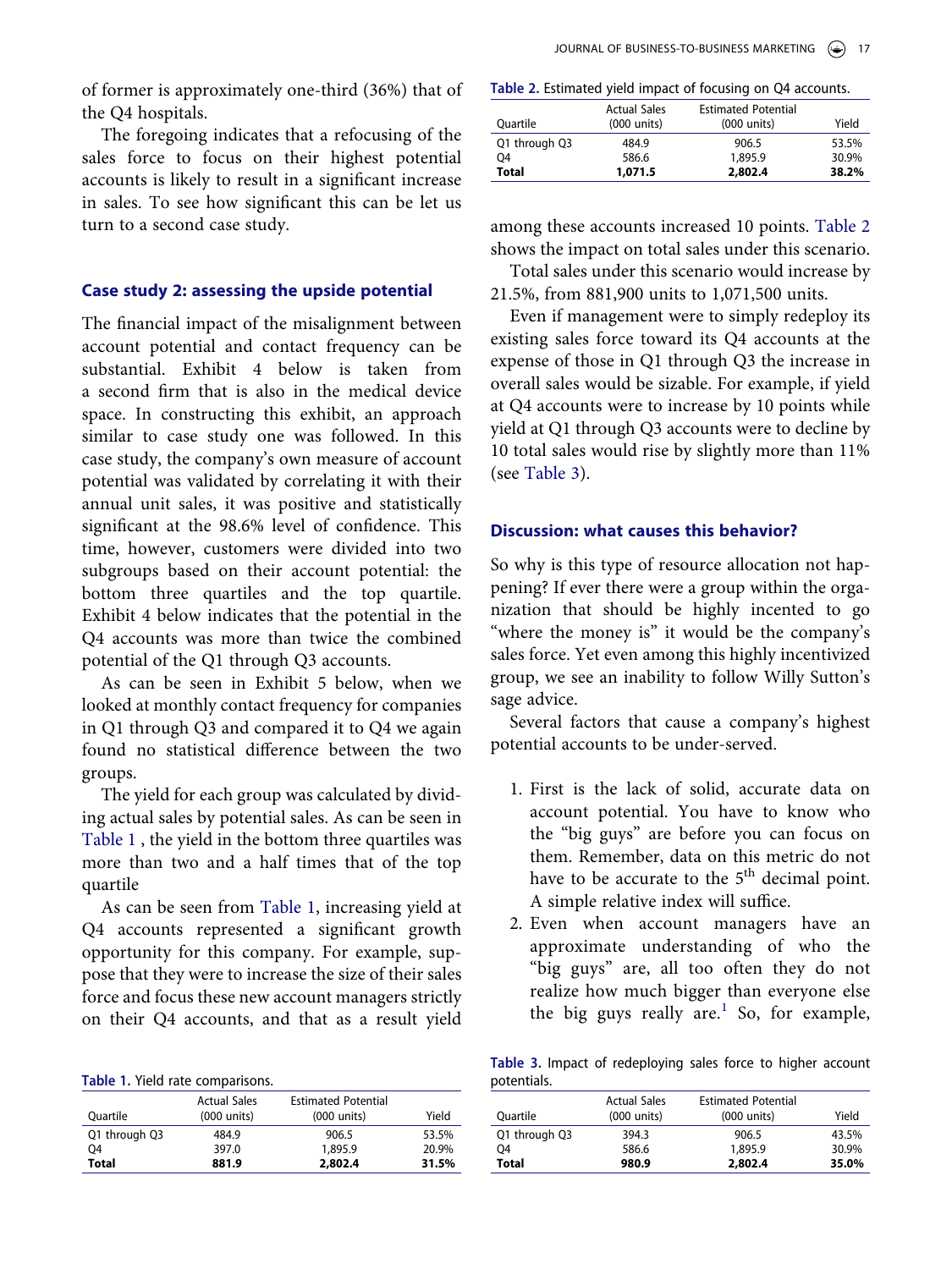of former is approximately one-third (36%) that of the Q4 hospitals.

The foregoing indicates that a refocusing of the sales force to focus on their highest potential accounts is likely to result in a significant increase in sales. To see how significant this can be let us turn to a second case study.

### Case study 2: assessing the upside potential

The financial impact of the misalignment between account potential and contact frequency can be substantial. Exhibit 4 below is taken from a second firm that is also in the medical device space. In constructing this exhibit, an approach similar to case study one was followed. In this case study, the company's own measure of account potential was validated by correlating it with their annual unit sales, it was positive and statistically significant at the 98.6% level of confidence. This time, however, customers were divided into two subgroups based on their account potential: the bottom three quartiles and the top quartile. Exhibit 4 below indicates that the potential in the Q4 accounts was more than twice the combined potential of the Q1 through Q3 accounts.

As can be seen in Exhibit 5 below, when we looked at monthly contact frequency for companies in Q1 through Q3 and compared it to Q4 we again found no statistical difference between the two groups.

The yield for each group was calculated by dividing actual sales by potential sales. As can be seen in Table 1 , the yield in the bottom three quartiles was more than two and a half times that of the top quartile

As can be seen from Table 1, increasing yield at Q4 accounts represented a significant growth opportunity for this company. For example, suppose that they were to increase the size of their sales force and focus these new account managers strictly on their Q4 accounts, and that as a result yield among these accounts increased 10 points. Table 2 shows the impact on total sales under this scenario.

**Table 1.** Yield rate comparisons.

| Quartile | Actual Sales (000 units) | Estimated Potential (000 units) | Yield |
|---|---|---|---|
| Q1 through Q3 | 484.9 | 906.5 | 53.5% |
| Q4 | 397.0 | 1,895.9 | 20.9% |
| **Total** | **881.9** | **2,802.4** | **31.5%** |

**Table 2.** Estimated yield impact of focusing on Q4 accounts.

| Quartile | Actual Sales (000 units) | Estimated Potential (000 units) | Yield |
|---|---|---|---|
| Q1 through Q3 | 484.9 | 906.5 | 53.5% |
| Q4 | 586.6 | 1,895.9 | 30.9% |
| **Total** | **1,071.5** | **2,802.4** | **38.2%** |

Total sales under this scenario would increase by 21.5%, from 881,900 units to 1,071,500 units.

Even if management were to simply redeploy its existing sales force toward its Q4 accounts at the expense of those in Q1 through Q3 the increase in overall sales would be sizable. For example, if yield at Q4 accounts were to increase by 10 points while yield at Q1 through Q3 accounts were to decline by 10 total sales would rise by slightly more than 11% (see Table 3).

### Discussion: what causes this behavior?

So why is this type of resource allocation not happening? If ever there were a group within the organization that should be highly incented to go "where the money is" it would be the company's sales force. Yet even among this highly incentivized group, we see an inability to follow Willy Sutton's sage advice.

Several factors that cause a company's highest potential accounts to be under-served.

1. First is the lack of solid, accurate data on account potential. You have to know who the "big guys" are before you can focus on them. Remember, data on this metric do not have to be accurate to the 5th decimal point. A simple relative index will suffice.
2. Even when account managers have an approximate understanding of who the "big guys" are, all too often they do not realize how much bigger than everyone else the big guys really are.[1] So, for example,

**Table 3.** Impact of redeploying sales force to higher account potentials.

| Quartile | Actual Sales (000 units) | Estimated Potential (000 units) | Yield |
|---|---|---|---|
| Q1 through Q3 | 394.3 | 906.5 | 43.5% |
| Q4 | 586.6 | 1,895.9 | 30.9% |
| **Total** | **980.9** | **2,802.4** | **35.0%** |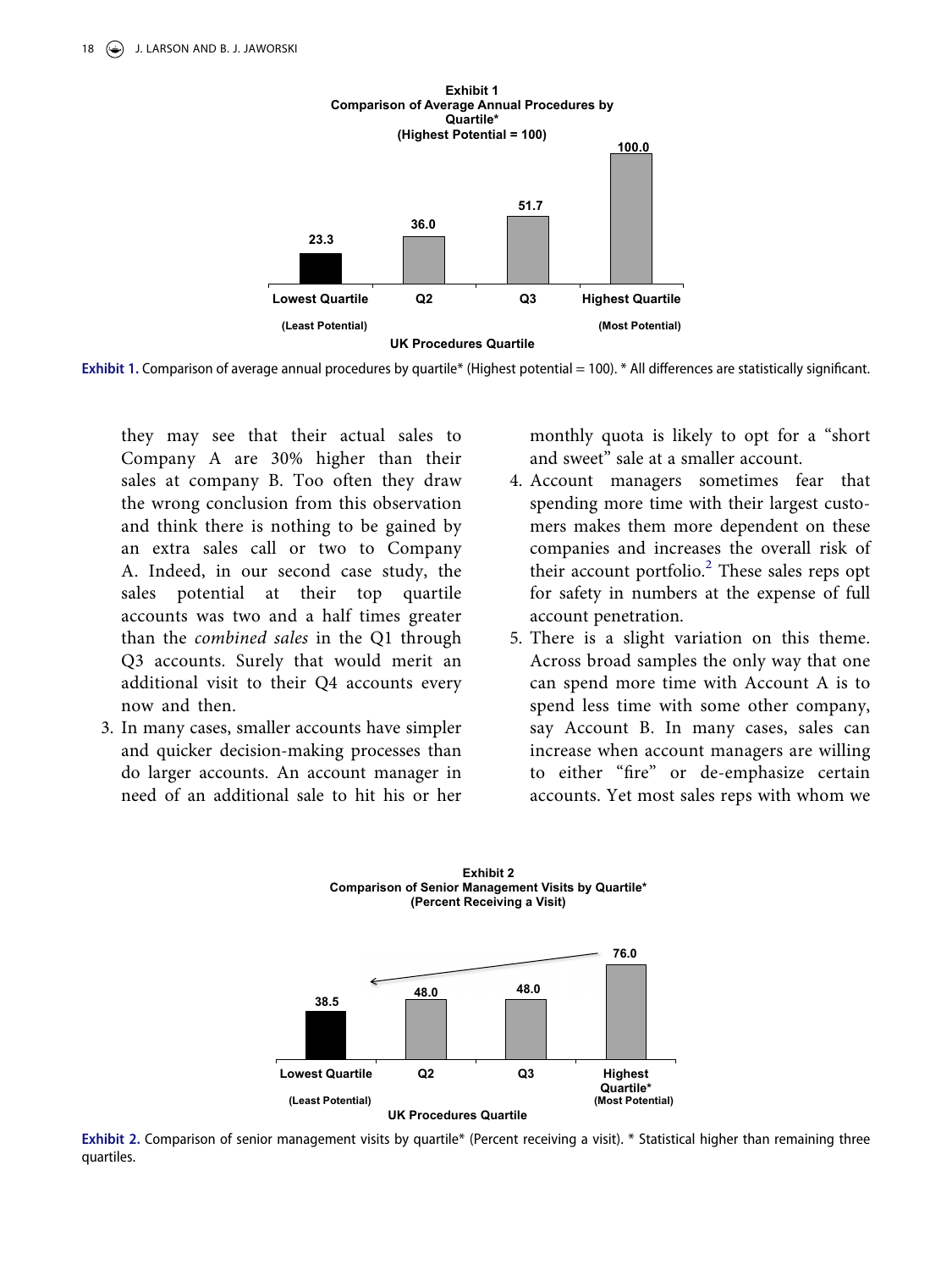**Exhibit 1**
**Comparison of Average Annual Procedures by Quartile***
**(Highest Potential = 100)**

| UK Procedures Quartile | Value |
|---|---|
| Lowest Quartile (Least Potential) | 23.3 |
| Q2 | 36.0 |
| Q3 | 51.7 |
| Highest Quartile (Most Potential) | 100.0 |

**Exhibit 1.** Comparison of average annual procedures by quartile* (Highest potential = 100). * All differences are statistically significant.

they may see that their actual sales to Company A are 30% higher than their sales at company B. Too often they draw the wrong conclusion from this observation and think there is nothing to be gained by an extra sales call or two to Company A. Indeed, in our second case study, the sales potential at their top quartile accounts was two and a half times greater than the *combined sales* in the Q1 through Q3 accounts. Surely that would merit an additional visit to their Q4 accounts every now and then.

3. In many cases, smaller accounts have simpler and quicker decision-making processes than do larger accounts. An account manager in need of an additional sale to hit his or her monthly quota is likely to opt for a "short and sweet" sale at a smaller account.
4. Account managers sometimes fear that spending more time with their largest customers makes them more dependent on these companies and increases the overall risk of their account portfolio.[2] These sales reps opt for safety in numbers at the expense of full account penetration.
5. There is a slight variation on this theme. Across broad samples the only way that one can spend more time with Account A is to spend less time with some other company, say Account B. In many cases, sales can increase when account managers are willing to either "fire" or de-emphasize certain accounts. Yet most sales reps with whom we

**Exhibit 2**
**Comparison of Senior Management Visits by Quartile***
**(Percent Receiving a Visit)**

| UK Procedures Quartile | Value |
|---|---|
| Lowest Quartile (Least Potential) | 38.5 |
| Q2 | 48.0 |
| Q3 | 48.0 |
| Highest Quartile* (Most Potential) | 76.0 |

**Exhibit 2.** Comparison of senior management visits by quartile* (Percent receiving a visit). * Statistical higher than remaining three quartiles.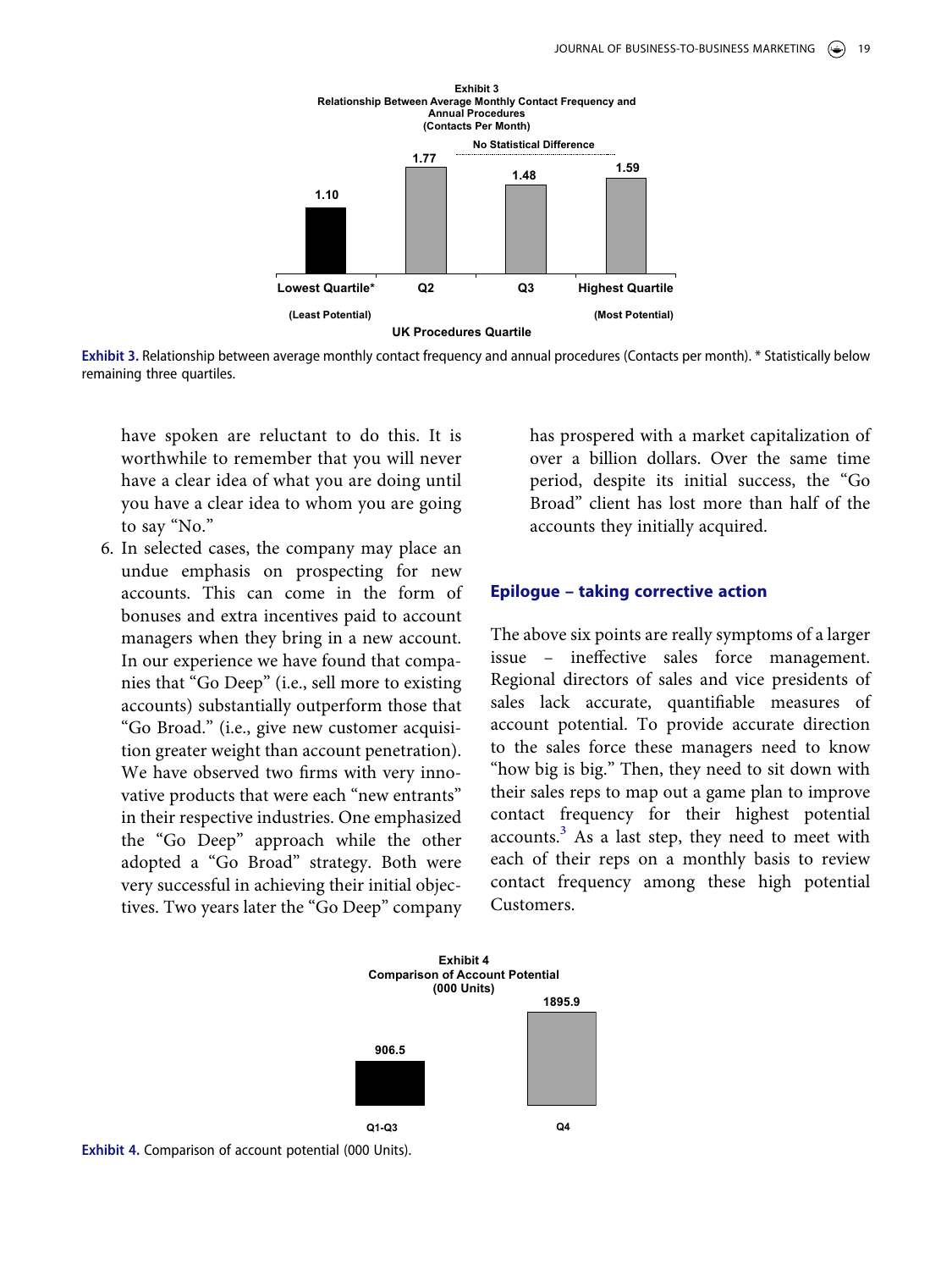**Exhibit 3**
**Relationship Between Average Monthly Contact Frequency and Annual Procedures**
**(Contacts Per Month)**

| Lowest Quartile* (Least Potential) | Q2 | Q3 | Highest Quartile (Most Potential) |
|---|---|---|---|
| 1.10 | 1.77 | 1.48 | 1.59 |

No Statistical Difference (Q2, Q3, Highest Quartile)

UK Procedures Quartile

**Exhibit 3.** Relationship between average monthly contact frequency and annual procedures (Contacts per month). * Statistically below remaining three quartiles.

have spoken are reluctant to do this. It is worthwhile to remember that you will never have a clear idea of what you are doing until you have a clear idea to whom you are going to say "No."

6. In selected cases, the company may place an undue emphasis on prospecting for new accounts. This can come in the form of bonuses and extra incentives paid to account managers when they bring in a new account. In our experience we have found that companies that "Go Deep" (i.e., sell more to existing accounts) substantially outperform those that "Go Broad." (i.e., give new customer acquisition greater weight than account penetration). We have observed two firms with very innovative products that were each "new entrants" in their respective industries. One emphasized the "Go Deep" approach while the other adopted a "Go Broad" strategy. Both were very successful in achieving their initial objectives. Two years later the "Go Deep" company has prospered with a market capitalization of over a billion dollars. Over the same time period, despite its initial success, the "Go Broad" client has lost more than half of the accounts they initially acquired.

## Epilogue – taking corrective action

The above six points are really symptoms of a larger issue – ineffective sales force management. Regional directors of sales and vice presidents of sales lack accurate, quantifiable measures of account potential. To provide accurate direction to the sales force these managers need to know "how big is big." Then, they need to sit down with their sales reps to map out a game plan to improve contact frequency for their highest potential accounts.[3] As a last step, they need to meet with each of their reps on a monthly basis to review contact frequency among these high potential Customers.

**Exhibit 4**
**Comparison of Account Potential**
**(000 Units)**

| Q1-Q3 | Q4 |
|---|---|
| 906.5 | 1895.9 |

**Exhibit 4.** Comparison of account potential (000 Units).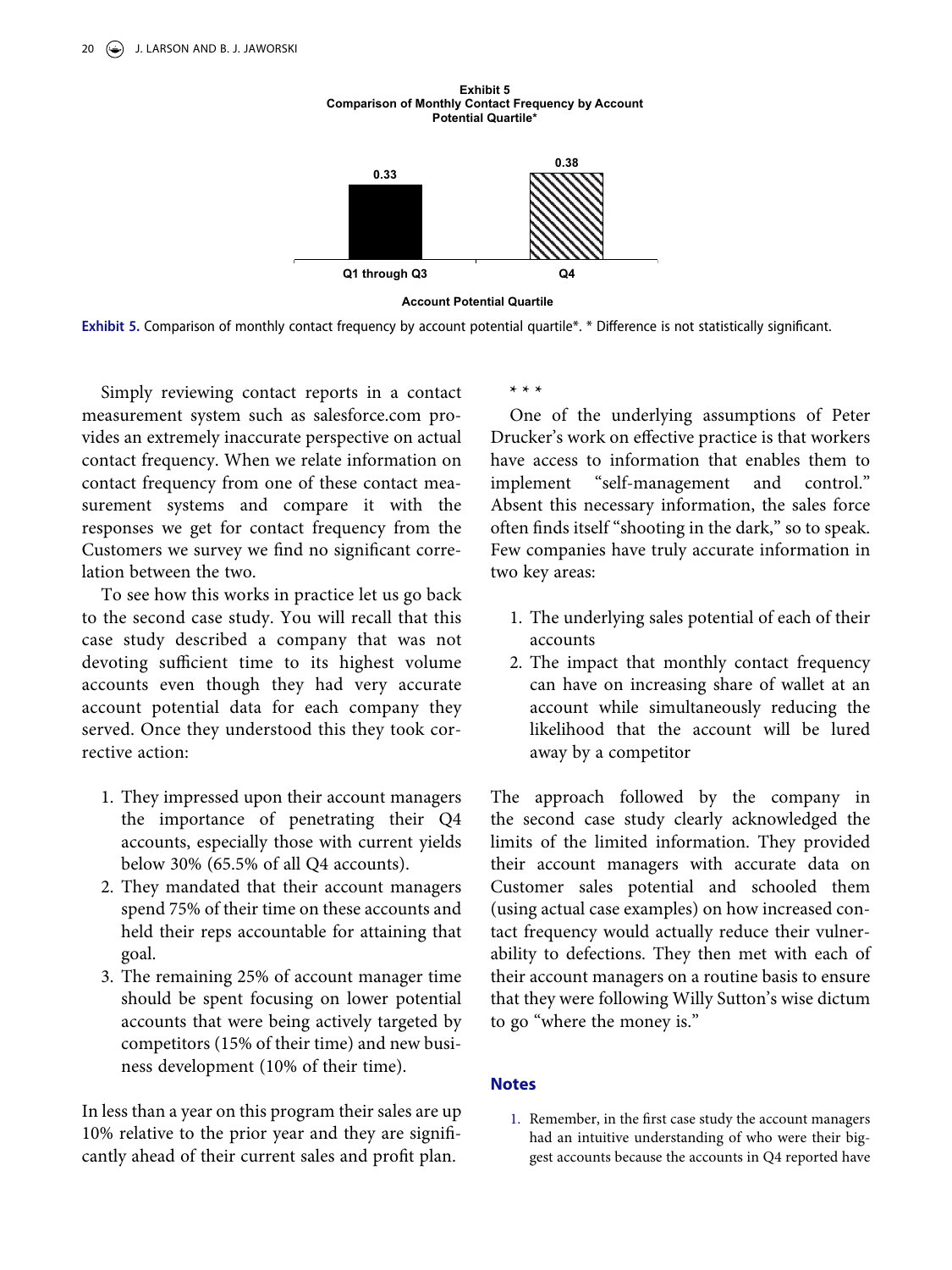**Exhibit 5**
**Comparison of Monthly Contact Frequency by Account Potential Quartile***

| Account Potential Quartile | Monthly Contact Frequency |
| --- | --- |
| Q1 through Q3 | 0.33 |
| Q4 | 0.38 |

**Exhibit 5.** Comparison of monthly contact frequency by account potential quartile*. * Difference is not statistically significant.

Simply reviewing contact reports in a contact measurement system such as salesforce.com provides an extremely inaccurate perspective on actual contact frequency. When we relate information on contact frequency from one of these contact measurement systems and compare it with the responses we get for contact frequency from the Customers we survey we find no significant correlation between the two.

To see how this works in practice let us go back to the second case study. You will recall that this case study described a company that was not devoting sufficient time to its highest volume accounts even though they had very accurate account potential data for each company they served. Once they understood this they took corrective action:

1. They impressed upon their account managers the importance of penetrating their Q4 accounts, especially those with current yields below 30% (65.5% of all Q4 accounts).
2. They mandated that their account managers spend 75% of their time on these accounts and held their reps accountable for attaining that goal.
3. The remaining 25% of account manager time should be spent focusing on lower potential accounts that were being actively targeted by competitors (15% of their time) and new business development (10% of their time).

In less than a year on this program their sales are up 10% relative to the prior year and they are significantly ahead of their current sales and profit plan.

\* \* \*

One of the underlying assumptions of Peter Drucker's work on effective practice is that workers have access to information that enables them to implement "self-management and control." Absent this necessary information, the sales force often finds itself "shooting in the dark," so to speak. Few companies have truly accurate information in two key areas:

1. The underlying sales potential of each of their accounts
2. The impact that monthly contact frequency can have on increasing share of wallet at an account while simultaneously reducing the likelihood that the account will be lured away by a competitor

The approach followed by the company in the second case study clearly acknowledged the limits of the limited information. They provided their account managers with accurate data on Customer sales potential and schooled them (using actual case examples) on how increased contact frequency would actually reduce their vulnerability to defections. They then met with each of their account managers on a routine basis to ensure that they were following Willy Sutton's wise dictum to go "where the money is."

## Notes

1. Remember, in the first case study the account managers had an intuitive understanding of who were their biggest accounts because the accounts in Q4 reported have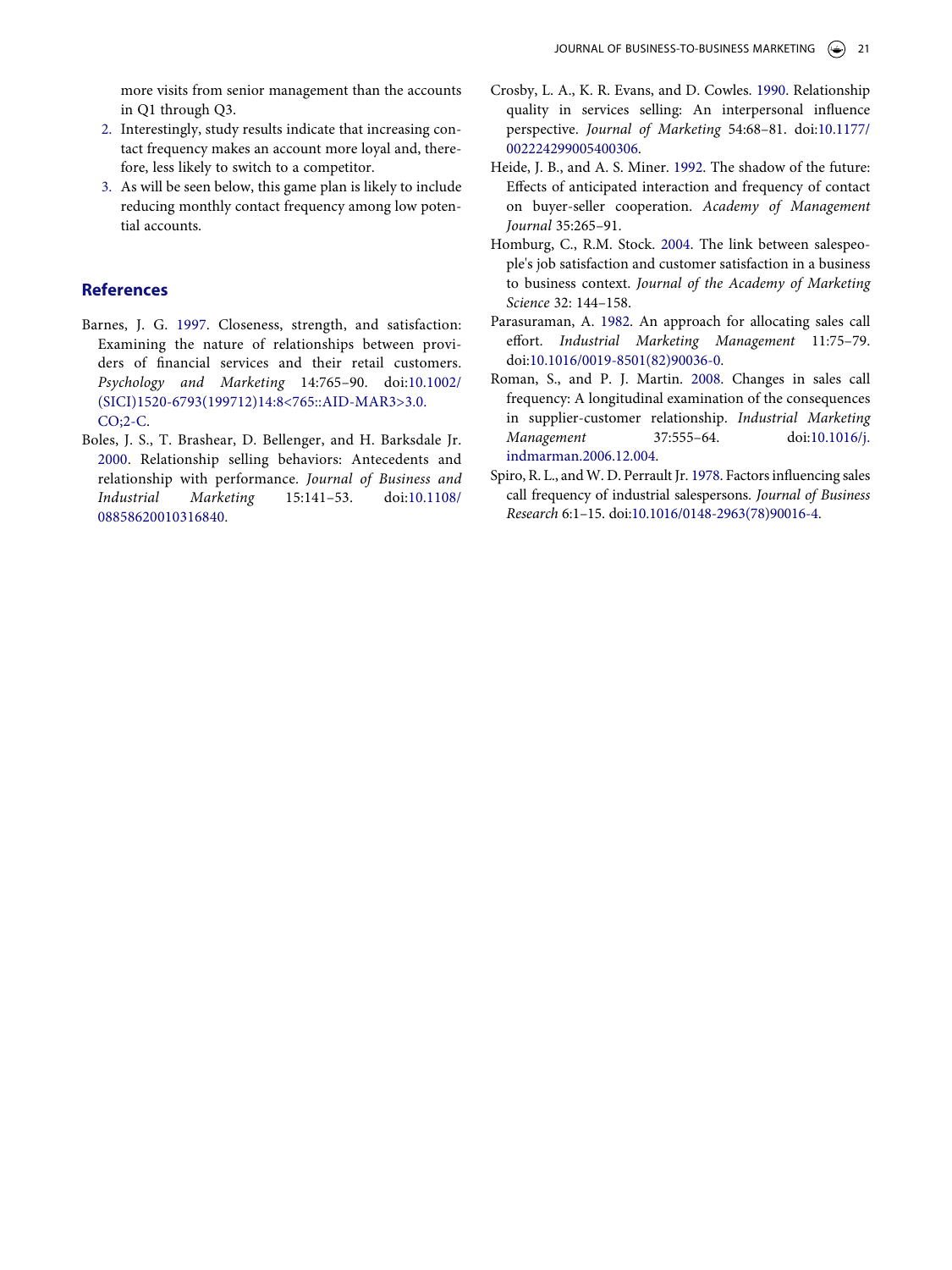more visits from senior management than the accounts in Q1 through Q3.

2. Interestingly, study results indicate that increasing contact frequency makes an account more loyal and, therefore, less likely to switch to a competitor.
3. As will be seen below, this game plan is likely to include reducing monthly contact frequency among low potential accounts.

## References

Barnes, J. G. 1997. Closeness, strength, and satisfaction: Examining the nature of relationships between providers of financial services and their retail customers. *Psychology and Marketing* 14:765–90. doi:10.1002/(SICI)1520-6793(199712)14:8<765::AID-MAR3>3.0.CO;2-C.

Boles, J. S., T. Brashear, D. Bellenger, and H. Barksdale Jr. 2000. Relationship selling behaviors: Antecedents and relationship with performance. *Journal of Business and Industrial Marketing* 15:141–53. doi:10.1108/08858620010316840.

Crosby, L. A., K. R. Evans, and D. Cowles. 1990. Relationship quality in services selling: An interpersonal influence perspective. *Journal of Marketing* 54:68–81. doi:10.1177/002224299005400306.

Heide, J. B., and A. S. Miner. 1992. The shadow of the future: Effects of anticipated interaction and frequency of contact on buyer-seller cooperation. *Academy of Management Journal* 35:265–91.

Homburg, C., R.M. Stock. 2004. The link between salespeople's job satisfaction and customer satisfaction in a business to business context. *Journal of the Academy of Marketing Science* 32: 144–158.

Parasuraman, A. 1982. An approach for allocating sales call effort. *Industrial Marketing Management* 11:75–79. doi:10.1016/0019-8501(82)90036-0.

Roman, S., and P. J. Martin. 2008. Changes in sales call frequency: A longitudinal examination of the consequences in supplier-customer relationship. *Industrial Marketing Management* 37:555–64. doi:10.1016/j.indmarman.2006.12.004.

Spiro, R. L., and W. D. Perrault Jr. 1978. Factors influencing sales call frequency of industrial salespersons. *Journal of Business Research* 6:1–15. doi:10.1016/0148-2963(78)90016-4.